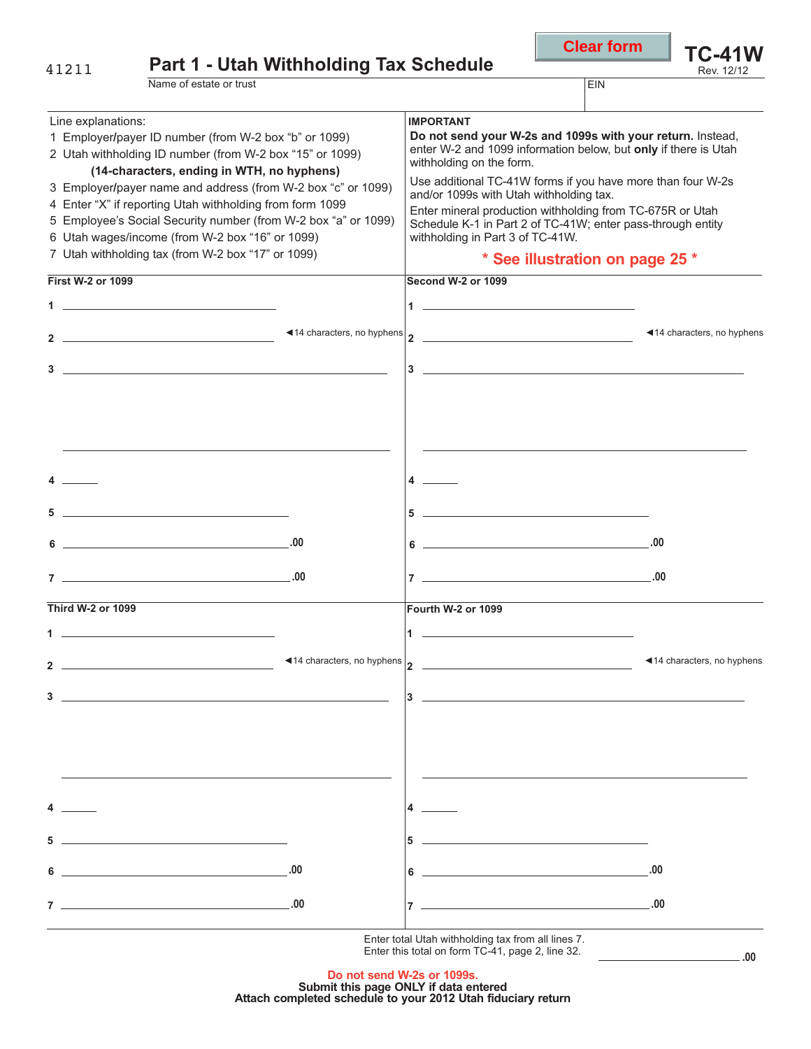41211

# Part 1 - Utah Withholding Tax Schedule

**TC-41W**
Rev. 12/12

Name of estate or trust | EIN

Line explanations:

1. Employer/payer ID number (from W-2 box "b" or 1099)
2. Utah withholding ID number (from W-2 box "15" or 1099) **(14-characters, ending in WTH, no hyphens)**
3. Employer/payer name and address (from W-2 box "c" or 1099)
4. Enter "X" if reporting Utah withholding from form 1099
5. Employee's Social Security number (from W-2 box "a" or 1099)
6. Utah wages/income (from W-2 box "16" or 1099)
7. Utah withholding tax (from W-2 box "17" or 1099)

**IMPORTANT**

**Do not send your W-2s and 1099s with your return.** Instead, enter W-2 and 1099 information below, but **only** if there is Utah withholding on the form.

Use additional TC-41W forms if you have more than four W-2s and/or 1099s with Utah withholding tax.

Enter mineral production withholding from TC-675R or Utah Schedule K-1 in Part 2 of TC-41W; enter pass-through entity withholding in Part 3 of TC-41W.

**\* See illustration on page 25 \***

**First W-2 or 1099**

1 ____________________

2 ____________________ ◄14 characters, no hyphens

3 ____________________

____________________

4 ______

5 ____________________

6 ____________________.00

7 ____________________.00

**Second W-2 or 1099**

1 ____________________

2 ____________________ ◄14 characters, no hyphens

3 ____________________

____________________

4 ______

5 ____________________

6 ____________________.00

7 ____________________.00

**Third W-2 or 1099**

1 ____________________

2 ____________________ ◄14 characters, no hyphens

3 ____________________

____________________

4 ______

5 ____________________

6 ____________________.00

7 ____________________.00

**Fourth W-2 or 1099**

1 ____________________

2 ____________________ ◄14 characters, no hyphens

3 ____________________

____________________

4 ______

5 ____________________

6 ____________________.00

7 ____________________.00

Enter total Utah withholding tax from all lines 7.
Enter this total on form TC-41, page 2, line 32. ____________________.00

**Do not send W-2s or 1099s.**
**Submit this page ONLY if data entered**
**Attach completed schedule to your 2012 Utah fiduciary return**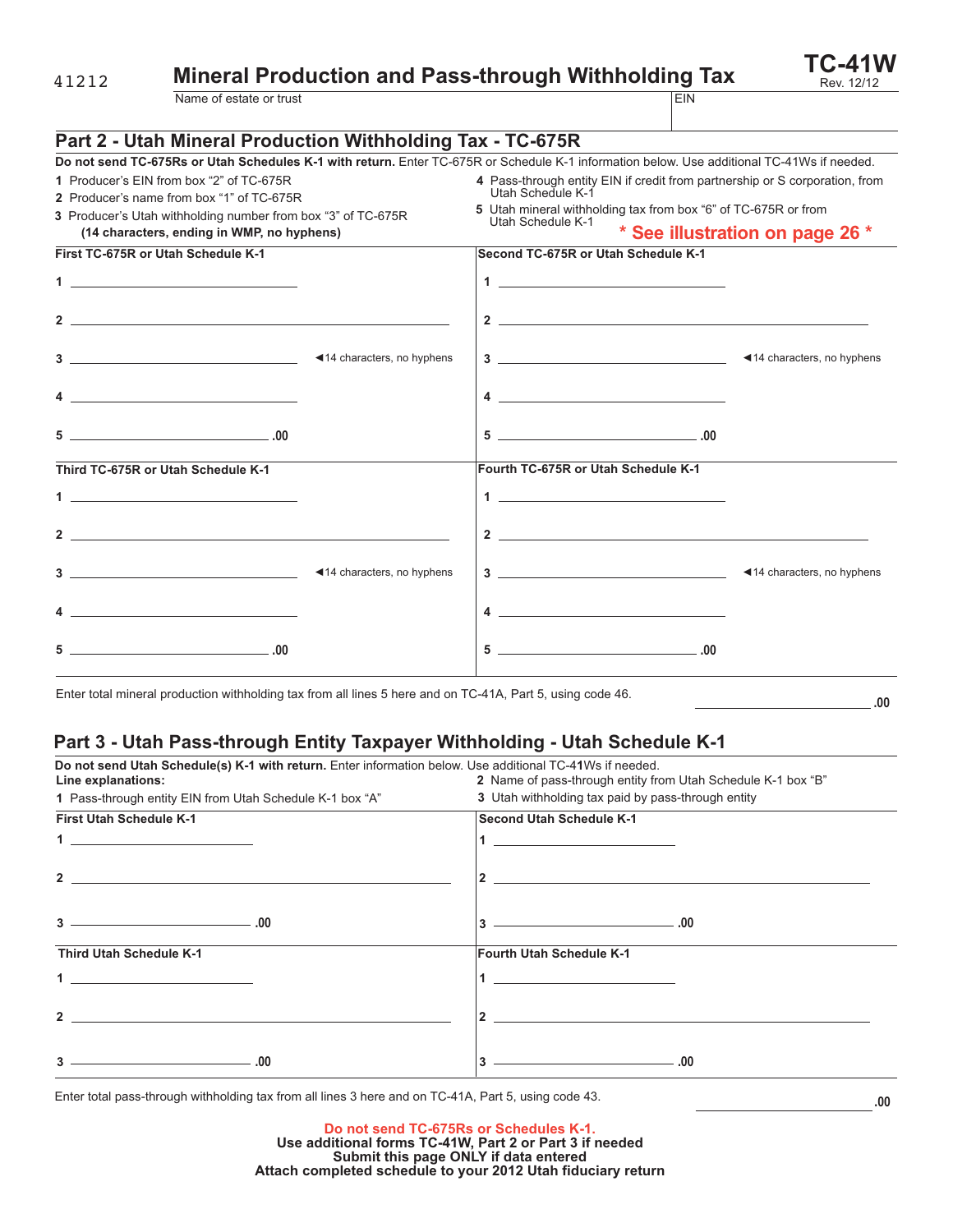41212

# Mineral Production and Pass-through Withholding Tax

**TC-41W**
Rev. 12/12

Name of estate or trust | EIN

## Part 2 - Utah Mineral Production Withholding Tax - TC-675R

**Do not send TC-675Rs or Utah Schedules K-1 with return.** Enter TC-675R or Schedule K-1 information below. Use additional TC-41Ws if needed.

1 Producer's EIN from box "2" of TC-675R
2 Producer's name from box "1" of TC-675R
3 Producer's Utah withholding number from box "3" of TC-675R
**(14 characters, ending in WMP, no hyphens)**
4 Pass-through entity EIN if credit from partnership or S corporation, from Utah Schedule K-1
5 Utah mineral withholding tax from box "6" of TC-675R or from Utah Schedule K-1

*** See illustration on page 26 ***

| First TC-675R or Utah Schedule K-1 | Second TC-675R or Utah Schedule K-1 |
|---|---|
| 1 ______ | 1 ______ |
| 2 ______ | 2 ______ |
| 3 ______ ◄14 characters, no hyphens | 3 ______ ◄14 characters, no hyphens |
| 4 ______ | 4 ______ |
| 5 ______ .00 | 5 ______ .00 |

| Third TC-675R or Utah Schedule K-1 | Fourth TC-675R or Utah Schedule K-1 |
|---|---|
| 1 ______ | 1 ______ |
| 2 ______ | 2 ______ |
| 3 ______ ◄14 characters, no hyphens | 3 ______ ◄14 characters, no hyphens |
| 4 ______ | 4 ______ |
| 5 ______ .00 | 5 ______ .00 |

Enter total mineral production withholding tax from all lines 5 here and on TC-41A, Part 5, using code 46. ______ .00

## Part 3 - Utah Pass-through Entity Taxpayer Withholding - Utah Schedule K-1

**Do not send Utah Schedule(s) K-1 with return.** Enter information below. Use additional TC-41Ws if needed.

**Line explanations:**
1 Pass-through entity EIN from Utah Schedule K-1 box "A"
2 Name of pass-through entity from Utah Schedule K-1 box "B"
3 Utah withholding tax paid by pass-through entity

| First Utah Schedule K-1 | Second Utah Schedule K-1 |
|---|---|
| 1 ______ | 1 ______ |
| 2 ______ | 2 ______ |
| 3 ______ .00 | 3 ______ .00 |

| Third Utah Schedule K-1 | Fourth Utah Schedule K-1 |
|---|---|
| 1 ______ | 1 ______ |
| 2 ______ | 2 ______ |
| 3 ______ .00 | 3 ______ .00 |

Enter total pass-through withholding tax from all lines 3 here and on TC-41A, Part 5, using code 43. ______ .00

Do not send TC-675Rs or Schedules K-1.
**Use additional forms TC-41W, Part 2 or Part 3 if needed**
**Submit this page ONLY if data entered**
**Attach completed schedule to your 2012 Utah fiduciary return**